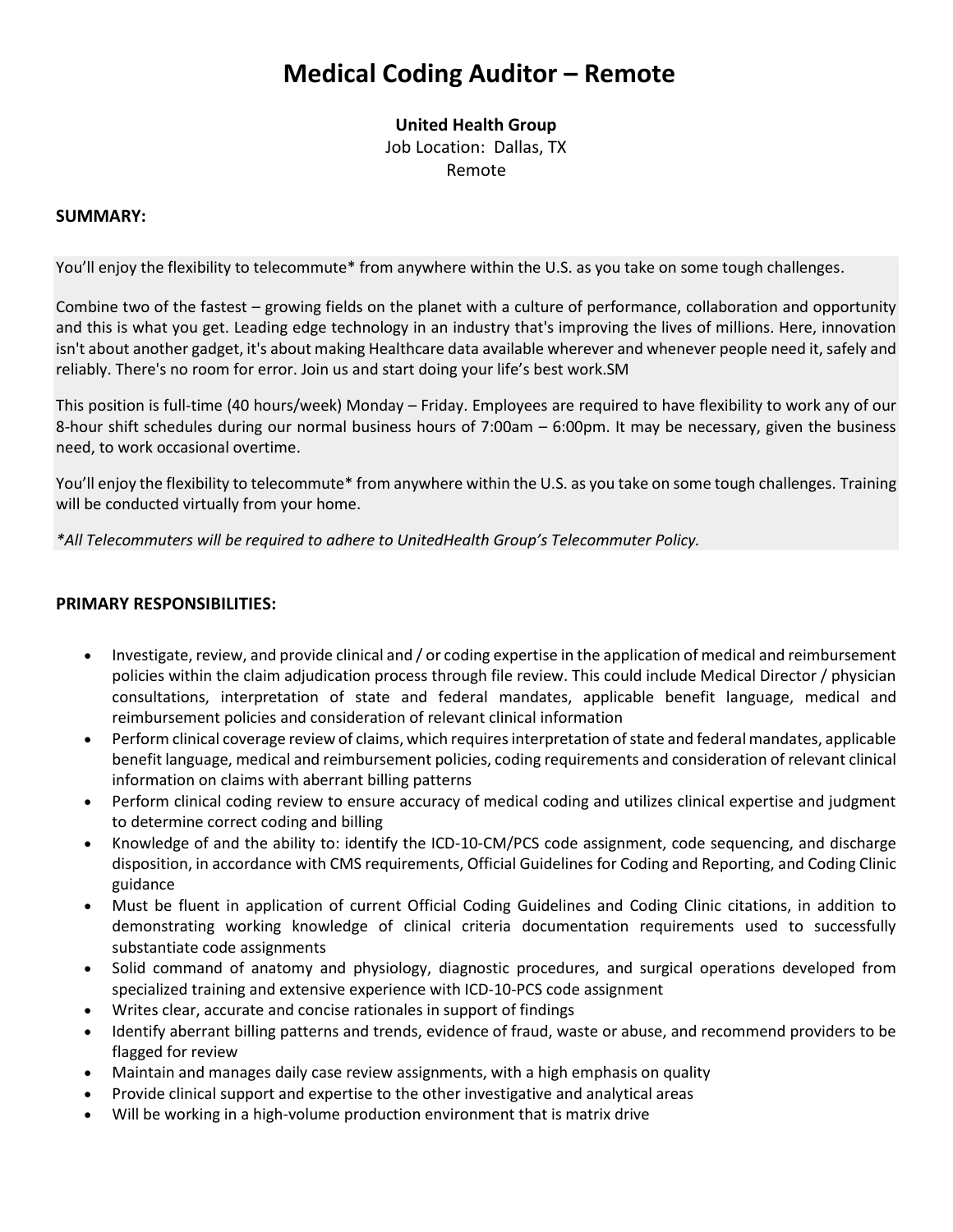# Medical Coding Auditor – Remote

**United Health Group**
Job Location: Dallas, TX
Remote

**SUMMARY:**

You'll enjoy the flexibility to telecommute* from anywhere within the U.S. as you take on some tough challenges.

Combine two of the fastest – growing fields on the planet with a culture of performance, collaboration and opportunity and this is what you get. Leading edge technology in an industry that's improving the lives of millions. Here, innovation isn't about another gadget, it's about making Healthcare data available wherever and whenever people need it, safely and reliably. There's no room for error. Join us and start doing your life's best work.SM

This position is full-time (40 hours/week) Monday – Friday. Employees are required to have flexibility to work any of our 8-hour shift schedules during our normal business hours of 7:00am – 6:00pm. It may be necessary, given the business need, to work occasional overtime.

You'll enjoy the flexibility to telecommute* from anywhere within the U.S. as you take on some tough challenges. Training will be conducted virtually from your home.

*\*All Telecommuters will be required to adhere to UnitedHealth Group's Telecommuter Policy.*

**PRIMARY RESPONSIBILITIES:**

- Investigate, review, and provide clinical and / or coding expertise in the application of medical and reimbursement policies within the claim adjudication process through file review. This could include Medical Director / physician consultations, interpretation of state and federal mandates, applicable benefit language, medical and reimbursement policies and consideration of relevant clinical information
- Perform clinical coverage review of claims, which requires interpretation of state and federal mandates, applicable benefit language, medical and reimbursement policies, coding requirements and consideration of relevant clinical information on claims with aberrant billing patterns
- Perform clinical coding review to ensure accuracy of medical coding and utilizes clinical expertise and judgment to determine correct coding and billing
- Knowledge of and the ability to: identify the ICD-10-CM/PCS code assignment, code sequencing, and discharge disposition, in accordance with CMS requirements, Official Guidelines for Coding and Reporting, and Coding Clinic guidance
- Must be fluent in application of current Official Coding Guidelines and Coding Clinic citations, in addition to demonstrating working knowledge of clinical criteria documentation requirements used to successfully substantiate code assignments
- Solid command of anatomy and physiology, diagnostic procedures, and surgical operations developed from specialized training and extensive experience with ICD-10-PCS code assignment
- Writes clear, accurate and concise rationales in support of findings
- Identify aberrant billing patterns and trends, evidence of fraud, waste or abuse, and recommend providers to be flagged for review
- Maintain and manages daily case review assignments, with a high emphasis on quality
- Provide clinical support and expertise to the other investigative and analytical areas
- Will be working in a high-volume production environment that is matrix drive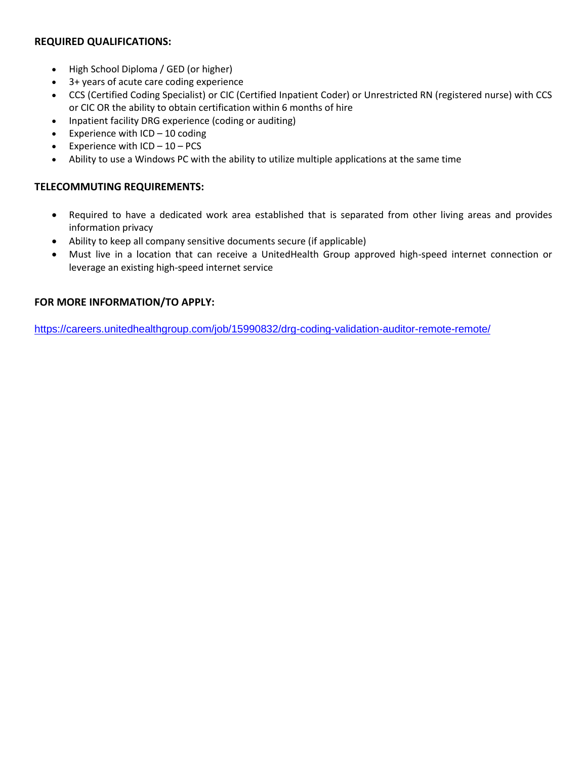**REQUIRED QUALIFICATIONS:**

- High School Diploma / GED (or higher)
- 3+ years of acute care coding experience
- CCS (Certified Coding Specialist) or CIC (Certified Inpatient Coder) or Unrestricted RN (registered nurse) with CCS or CIC OR the ability to obtain certification within 6 months of hire
- Inpatient facility DRG experience (coding or auditing)
- Experience with ICD – 10 coding
- Experience with ICD – 10 – PCS
- Ability to use a Windows PC with the ability to utilize multiple applications at the same time

**TELECOMMUTING REQUIREMENTS:**

- Required to have a dedicated work area established that is separated from other living areas and provides information privacy
- Ability to keep all company sensitive documents secure (if applicable)
- Must live in a location that can receive a UnitedHealth Group approved high-speed internet connection or leverage an existing high-speed internet service

**FOR MORE INFORMATION/TO APPLY:**

https://careers.unitedhealthgroup.com/job/15990832/drg-coding-validation-auditor-remote-remote/